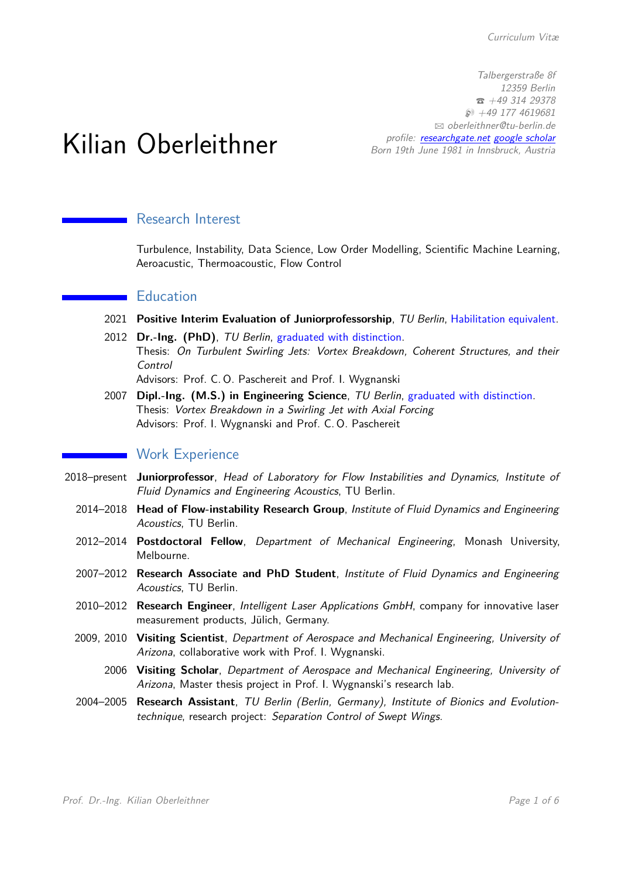*Curriculum Vitæ*

*Talbergerstraße 8f*
*12359 Berlin*
☎ *+49 314 29378*
*+49 177 4619681*
✉ *oberleithner@tu-berlin.de*
*profile: researchgate.net google scholar*
*Born 19th June 1981 in Innsbruck, Austria*

# Kilian Oberleithner

## Research Interest

Turbulence, Instability, Data Science, Low Order Modelling, Scientific Machine Learning, Aeroacustic, Thermoacoustic, Flow Control

## Education

2021 **Positive Interim Evaluation of Juniorprofessorship**, *TU Berlin*, Habilitation equivalent.

2012 **Dr.-Ing. (PhD)**, *TU Berlin*, graduated with distinction.
Thesis: *On Turbulent Swirling Jets: Vortex Breakdown, Coherent Structures, and their Control*
Advisors: Prof. C. O. Paschereit and Prof. I. Wygnanski

2007 **Dipl.-Ing. (M.S.) in Engineering Science**, *TU Berlin*, graduated with distinction.
Thesis: *Vortex Breakdown in a Swirling Jet with Axial Forcing*
Advisors: Prof. I. Wygnanski and Prof. C. O. Paschereit

## Work Experience

2018–present **Juniorprofessor**, *Head of Laboratory for Flow Instabilities and Dynamics, Institute of Fluid Dynamics and Engineering Acoustics*, TU Berlin.

2014–2018 **Head of Flow-instability Research Group**, *Institute of Fluid Dynamics and Engineering Acoustics*, TU Berlin.

2012–2014 **Postdoctoral Fellow**, *Department of Mechanical Engineering*, Monash University, Melbourne.

2007–2012 **Research Associate and PhD Student**, *Institute of Fluid Dynamics and Engineering Acoustics*, TU Berlin.

2010–2012 **Research Engineer**, *Intelligent Laser Applications GmbH*, company for innovative laser measurement products, Jülich, Germany.

2009, 2010 **Visiting Scientist**, *Department of Aerospace and Mechanical Engineering, University of Arizona*, collaborative work with Prof. I. Wygnanski.

2006 **Visiting Scholar**, *Department of Aerospace and Mechanical Engineering, University of Arizona*, Master thesis project in Prof. I. Wygnanski's research lab.

2004–2005 **Research Assistant**, *TU Berlin (Berlin, Germany), Institute of Bionics and Evolution-technique*, research project: *Separation Control of Swept Wings*.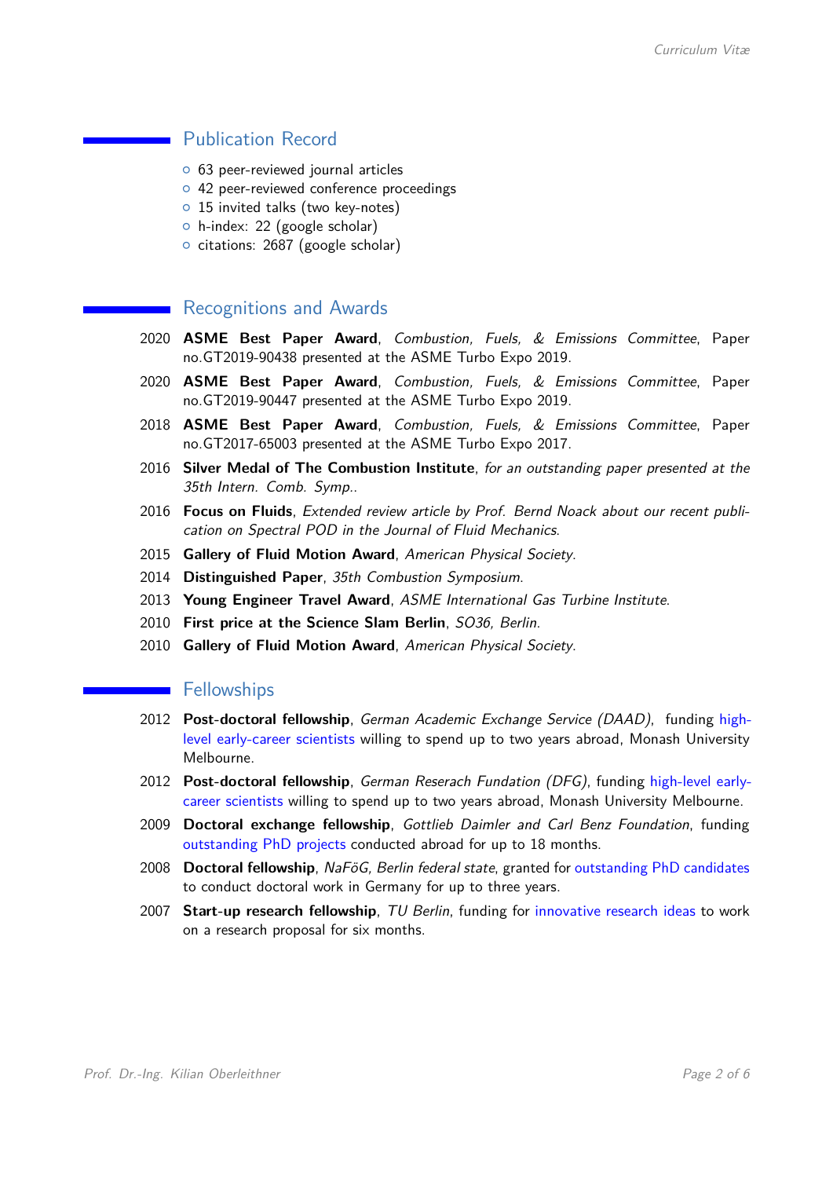## Publication Record

- 63 peer-reviewed journal articles
- 42 peer-reviewed conference proceedings
- 15 invited talks (two key-notes)
- h-index: 22 (google scholar)
- citations: 2687 (google scholar)

## Recognitions and Awards

2020 **ASME Best Paper Award**, *Combustion, Fuels, & Emissions Committee*, Paper no.GT2019-90438 presented at the ASME Turbo Expo 2019.

2020 **ASME Best Paper Award**, *Combustion, Fuels, & Emissions Committee*, Paper no.GT2019-90447 presented at the ASME Turbo Expo 2019.

2018 **ASME Best Paper Award**, *Combustion, Fuels, & Emissions Committee*, Paper no.GT2017-65003 presented at the ASME Turbo Expo 2017.

2016 **Silver Medal of The Combustion Institute**, *for an outstanding paper presented at the 35th Intern. Comb. Symp.*.

2016 **Focus on Fluids**, *Extended review article by Prof. Bernd Noack about our recent publication on Spectral POD in the Journal of Fluid Mechanics.*

2015 **Gallery of Fluid Motion Award**, *American Physical Society.*

2014 **Distinguished Paper**, *35th Combustion Symposium.*

2013 **Young Engineer Travel Award**, *ASME International Gas Turbine Institute.*

2010 **First price at the Science Slam Berlin**, *SO36, Berlin.*

2010 **Gallery of Fluid Motion Award**, *American Physical Society.*

## Fellowships

2012 **Post-doctoral fellowship**, *German Academic Exchange Service (DAAD)*, funding high-level early-career scientists willing to spend up to two years abroad, Monash University Melbourne.

2012 **Post-doctoral fellowship**, *German Reserach Fundation (DFG)*, funding high-level early-career scientists willing to spend up to two years abroad, Monash University Melbourne.

2009 **Doctoral exchange fellowship**, *Gottlieb Daimler and Carl Benz Foundation*, funding outstanding PhD projects conducted abroad for up to 18 months.

2008 **Doctoral fellowship**, *NaFöG, Berlin federal state*, granted for outstanding PhD candidates to conduct doctoral work in Germany for up to three years.

2007 **Start-up research fellowship**, *TU Berlin*, funding for innovative research ideas to work on a research proposal for six months.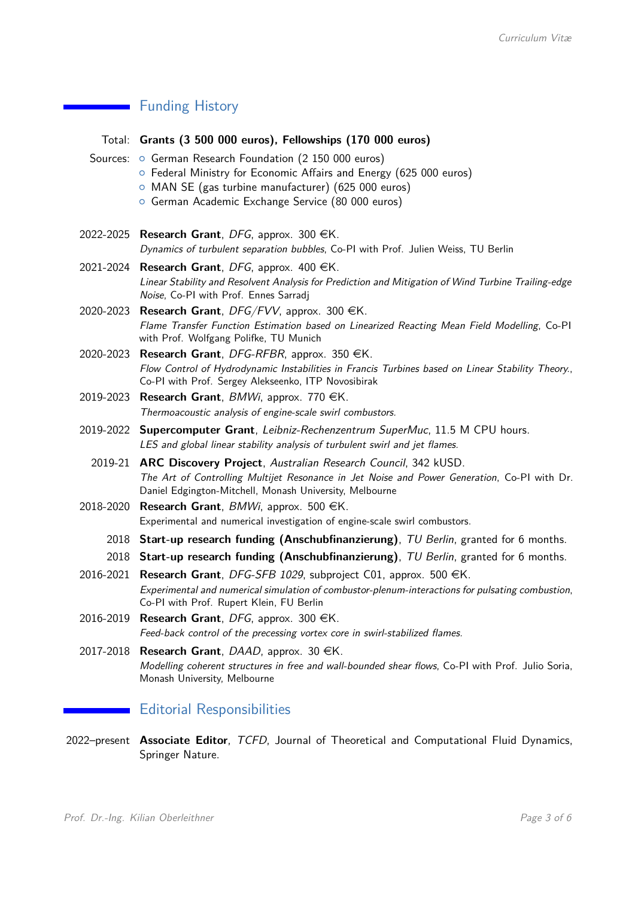## Funding History

Total: **Grants (3 500 000 euros), Fellowships (170 000 euros)**

Sources:
- German Research Foundation (2 150 000 euros)
- Federal Ministry for Economic Affairs and Energy (625 000 euros)
- MAN SE (gas turbine manufacturer) (625 000 euros)
- German Academic Exchange Service (80 000 euros)

2022-2025 **Research Grant**, *DFG*, approx. 300 €K.
*Dynamics of turbulent separation bubbles*, Co-PI with Prof. Julien Weiss, TU Berlin

2021-2024 **Research Grant**, *DFG*, approx. 400 €K.
*Linear Stability and Resolvent Analysis for Prediction and Mitigation of Wind Turbine Trailing-edge Noise*, Co-PI with Prof. Ennes Sarradj

2020-2023 **Research Grant**, *DFG/FVV*, approx. 300 €K.
*Flame Transfer Function Estimation based on Linearized Reacting Mean Field Modelling*, Co-PI with Prof. Wolfgang Polifke, TU Munich

2020-2023 **Research Grant**, *DFG-RFBR*, approx. 350 €K.
*Flow Control of Hydrodynamic Instabilities in Francis Turbines based on Linear Stability Theory.*, Co-PI with Prof. Sergey Alekseenko, ITP Novosibirak

2019-2023 **Research Grant**, *BMWi*, approx. 770 €K.
*Thermoacoustic analysis of engine-scale swirl combustors.*

2019-2022 **Supercomputer Grant**, *Leibniz-Rechenzentrum SuperMuc*, 11.5 M CPU hours.
*LES and global linear stability analysis of turbulent swirl and jet flames.*

2019-21 **ARC Discovery Project**, *Australian Research Council*, 342 kUSD.
*The Art of Controlling Multijet Resonance in Jet Noise and Power Generation*, Co-PI with Dr. Daniel Edgington-Mitchell, Monash University, Melbourne

2018-2020 **Research Grant**, *BMWi*, approx. 500 €K.
Experimental and numerical investigation of engine-scale swirl combustors.

2018 **Start-up research funding (Anschubfinanzierung)**, *TU Berlin*, granted for 6 months.

2018 **Start-up research funding (Anschubfinanzierung)**, *TU Berlin*, granted for 6 months.

2016-2021 **Research Grant**, *DFG-SFB 1029*, subproject C01, approx. 500 €K.
*Experimental and numerical simulation of combustor-plenum-interactions for pulsating combustion*, Co-PI with Prof. Rupert Klein, FU Berlin

2016-2019 **Research Grant**, *DFG*, approx. 300 €K.
*Feed-back control of the precessing vortex core in swirl-stabilized flames.*

2017-2018 **Research Grant**, *DAAD*, approx. 30 €K.
*Modelling coherent structures in free and wall-bounded shear flows*, Co-PI with Prof. Julio Soria, Monash University, Melbourne

## Editorial Responsibilities

2022–present **Associate Editor**, *TCFD*, Journal of Theoretical and Computational Fluid Dynamics, Springer Nature.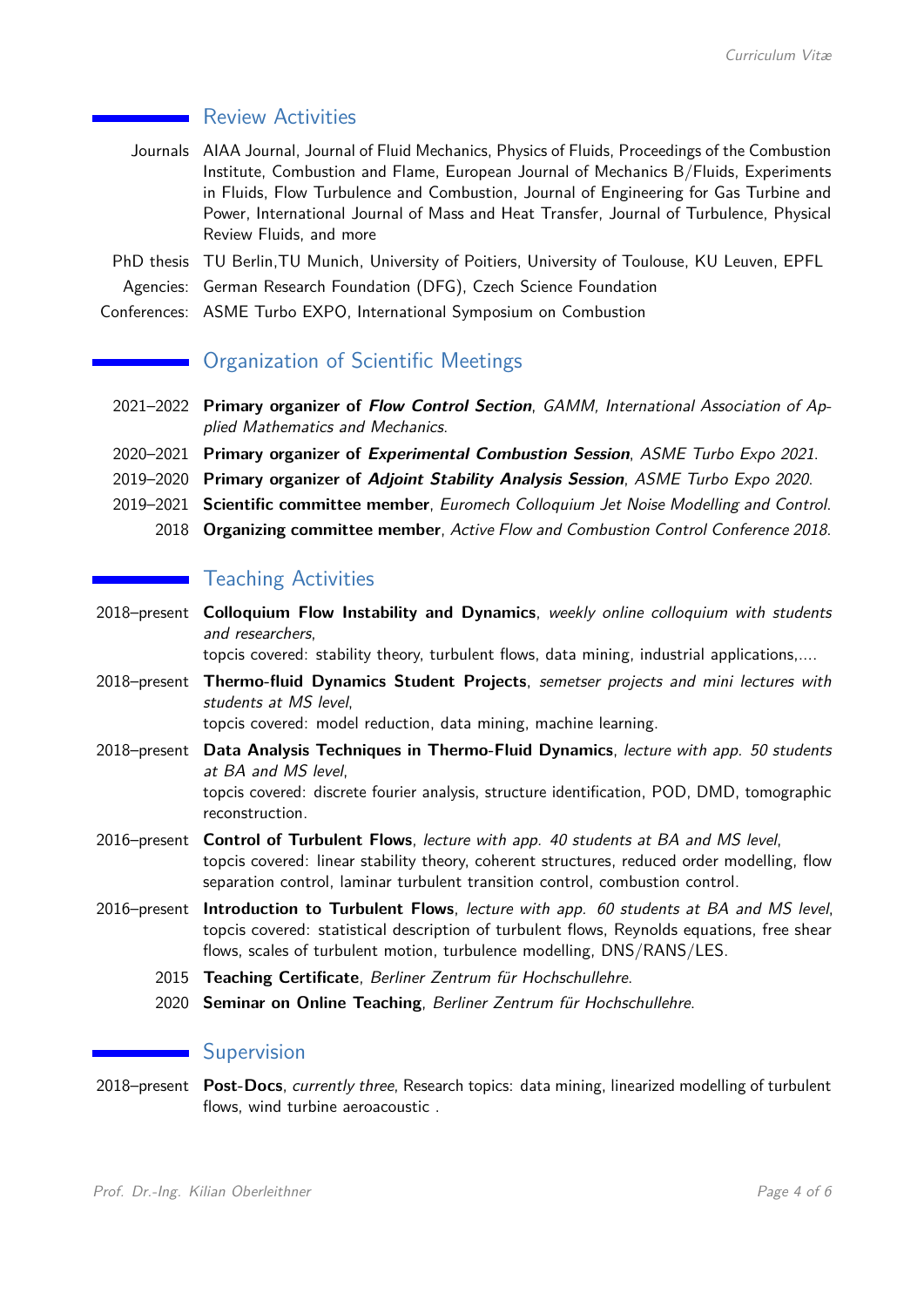## Review Activities

Journals AIAA Journal, Journal of Fluid Mechanics, Physics of Fluids, Proceedings of the Combustion Institute, Combustion and Flame, European Journal of Mechanics B/Fluids, Experiments in Fluids, Flow Turbulence and Combustion, Journal of Engineering for Gas Turbine and Power, International Journal of Mass and Heat Transfer, Journal of Turbulence, Physical Review Fluids, and more

PhD thesis TU Berlin,TU Munich, University of Poitiers, University of Toulouse, KU Leuven, EPFL

Agencies: German Research Foundation (DFG), Czech Science Foundation

Conferences: ASME Turbo EXPO, International Symposium on Combustion

## Organization of Scientific Meetings

2021–2022 **Primary organizer of *Flow Control Section***, *GAMM, International Association of Applied Mathematics and Mechanics.*

2020–2021 **Primary organizer of *Experimental Combustion Session***, *ASME Turbo Expo 2021.*

2019–2020 **Primary organizer of *Adjoint Stability Analysis Session***, *ASME Turbo Expo 2020.*

2019–2021 **Scientific committee member**, *Euromech Colloquium Jet Noise Modelling and Control.*

2018 **Organizing committee member**, *Active Flow and Combustion Control Conference 2018.*

## Teaching Activities

2018–present **Colloquium Flow Instability and Dynamics**, *weekly online colloquium with students and researchers*,
topcis covered: stability theory, turbulent flows, data mining, industrial applications,....

2018–present **Thermo-fluid Dynamics Student Projects**, *semetser projects and mini lectures with students at MS level*,
topcis covered: model reduction, data mining, machine learning.

2018–present **Data Analysis Techniques in Thermo-Fluid Dynamics**, *lecture with app. 50 students at BA and MS level*,
topcis covered: discrete fourier analysis, structure identification, POD, DMD, tomographic reconstruction.

2016–present **Control of Turbulent Flows**, *lecture with app. 40 students at BA and MS level*,
topcis covered: linear stability theory, coherent structures, reduced order modelling, flow separation control, laminar turbulent transition control, combustion control.

2016–present **Introduction to Turbulent Flows**, *lecture with app. 60 students at BA and MS level*,
topcis covered: statistical description of turbulent flows, Reynolds equations, free shear flows, scales of turbulent motion, turbulence modelling, DNS/RANS/LES.

2015 **Teaching Certificate**, *Berliner Zentrum für Hochschullehre.*

2020 **Seminar on Online Teaching**, *Berliner Zentrum für Hochschullehre.*

## Supervision

2018–present **Post-Docs**, *currently three*, Research topics: data mining, linearized modelling of turbulent flows, wind turbine aeroacoustic .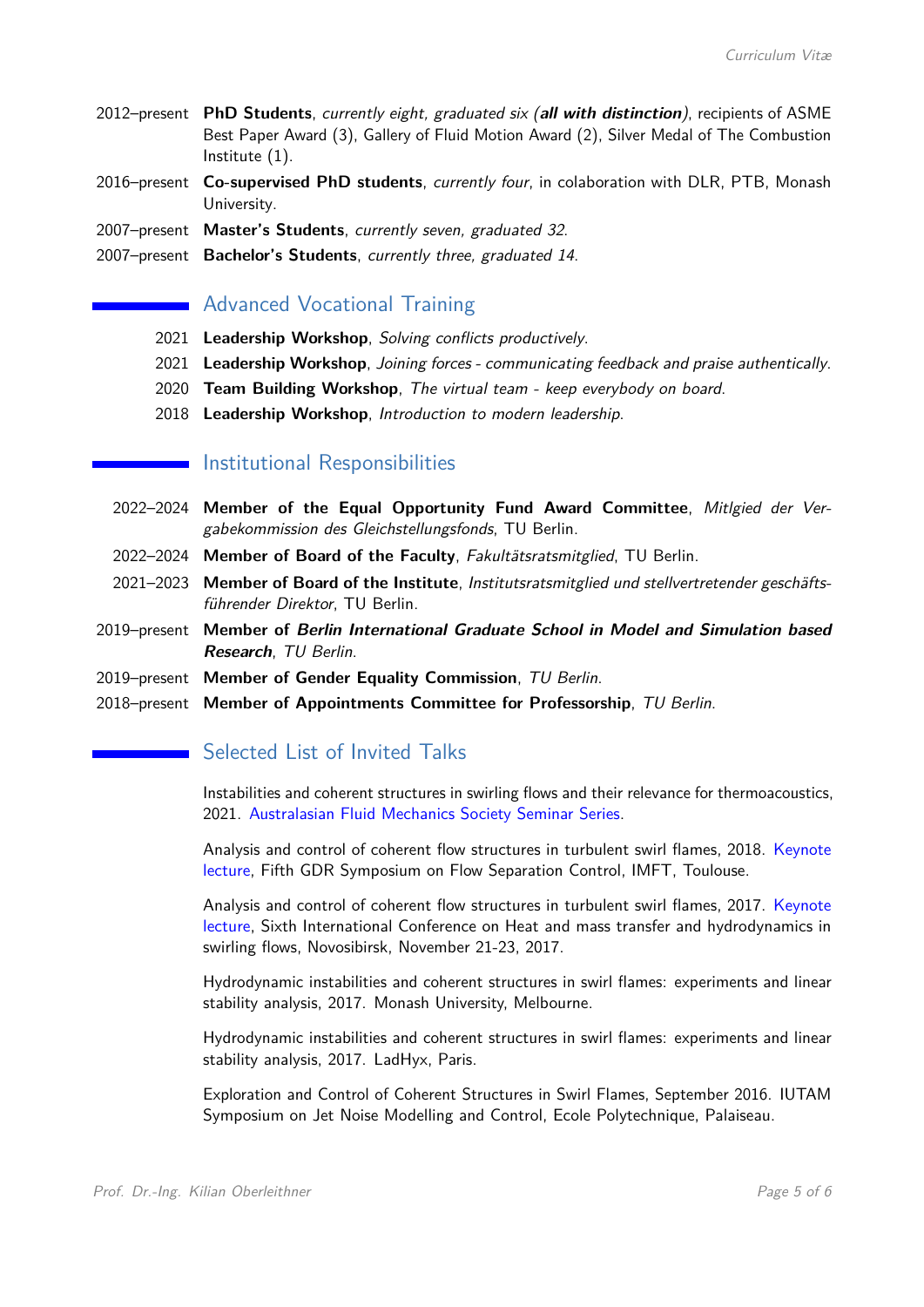2012–present **PhD Students**, *currently eight, graduated six* ***(all with distinction)***, recipients of ASME Best Paper Award (3), Gallery of Fluid Motion Award (2), Silver Medal of The Combustion Institute (1).

2016–present **Co-supervised PhD students**, *currently four*, in colaboration with DLR, PTB, Monash University.

2007–present **Master's Students**, *currently seven, graduated 32.*

2007–present **Bachelor's Students**, *currently three, graduated 14.*

## Advanced Vocational Training

2021 **Leadership Workshop**, *Solving conflicts productively.*

2021 **Leadership Workshop**, *Joining forces - communicating feedback and praise authentically.*

2020 **Team Building Workshop**, *The virtual team - keep everybody on board.*

2018 **Leadership Workshop**, *Introduction to modern leadership.*

## Institutional Responsibilities

2022–2024 **Member of the Equal Opportunity Fund Award Committee**, *Mitlgied der Vergabekommission des Gleichstellungsfonds*, TU Berlin.

2022–2024 **Member of Board of the Faculty**, *Fakultätsratsmitglied*, TU Berlin.

2021–2023 **Member of Board of the Institute**, *Institutsratsmitglied und stellvertretender geschäftsführender Direktor*, TU Berlin.

2019–present **Member of** ***Berlin International Graduate School in Model and Simulation based Research***, *TU Berlin.*

2019–present **Member of Gender Equality Commission**, *TU Berlin.*

2018–present **Member of Appointments Committee for Professorship**, *TU Berlin.*

## Selected List of Invited Talks

Instabilities and coherent structures in swirling flows and their relevance for thermoacoustics, 2021. Australasian Fluid Mechanics Society Seminar Series.

Analysis and control of coherent flow structures in turbulent swirl flames, 2018. Keynote lecture, Fifth GDR Symposium on Flow Separation Control, IMFT, Toulouse.

Analysis and control of coherent flow structures in turbulent swirl flames, 2017. Keynote lecture, Sixth International Conference on Heat and mass transfer and hydrodynamics in swirling flows, Novosibirsk, November 21-23, 2017.

Hydrodynamic instabilities and coherent structures in swirl flames: experiments and linear stability analysis, 2017. Monash University, Melbourne.

Hydrodynamic instabilities and coherent structures in swirl flames: experiments and linear stability analysis, 2017. LadHyx, Paris.

Exploration and Control of Coherent Structures in Swirl Flames, September 2016. IUTAM Symposium on Jet Noise Modelling and Control, Ecole Polytechnique, Palaiseau.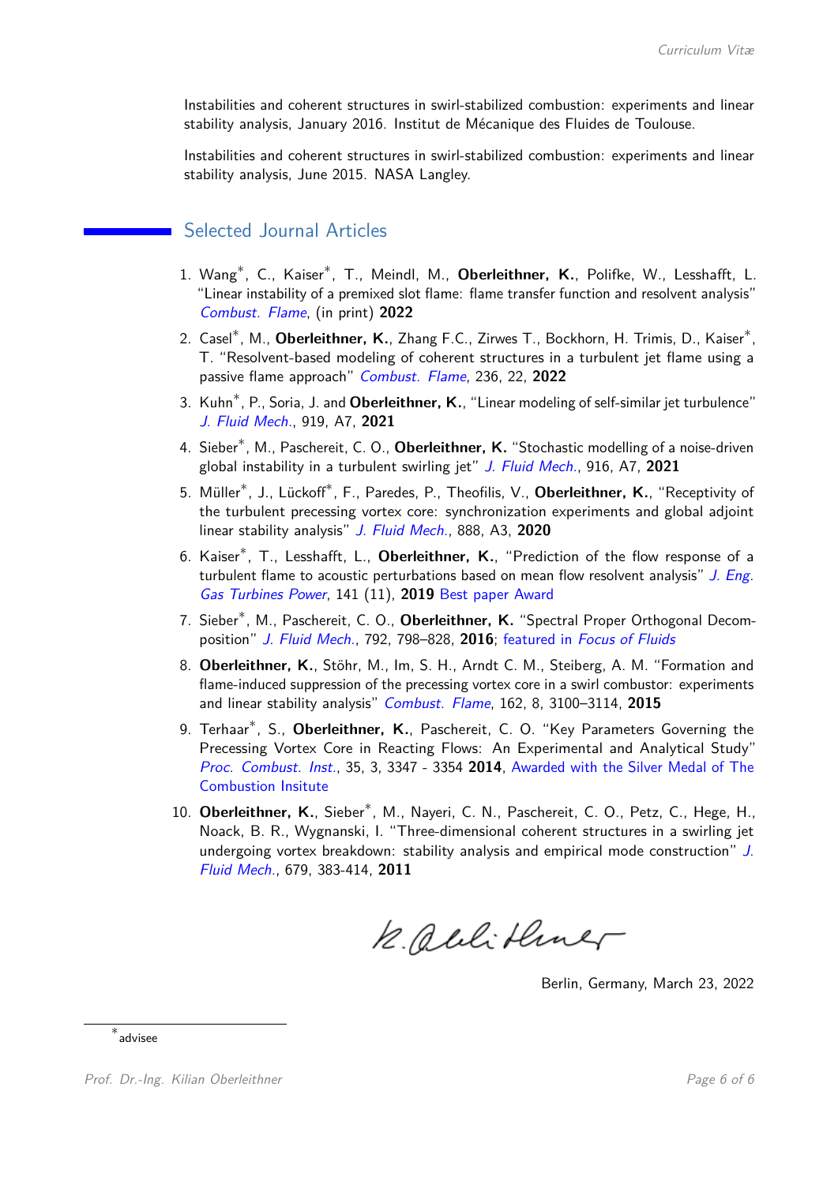Instabilities and coherent structures in swirl-stabilized combustion: experiments and linear stability analysis, January 2016. Institut de Mécanique des Fluides de Toulouse.

Instabilities and coherent structures in swirl-stabilized combustion: experiments and linear stability analysis, June 2015. NASA Langley.

## Selected Journal Articles

1. Wang*, C., Kaiser*, T., Meindl, M., **Oberleithner, K.**, Polifke, W., Lesshafft, L. "Linear instability of a premixed slot flame: flame transfer function and resolvent analysis" *Combust. Flame*, (in print) **2022**
2. Casel*, M., **Oberleithner, K.**, Zhang F.C., Zirwes T., Bockhorn, H. Trimis, D., Kaiser*, T. "Resolvent-based modeling of coherent structures in a turbulent jet flame using a passive flame approach" *Combust. Flame*, 236, 22, **2022**
3. Kuhn*, P., Soria, J. and **Oberleithner, K.**, "Linear modeling of self-similar jet turbulence" *J. Fluid Mech.*, 919, A7, **2021**
4. Sieber*, M., Paschereit, C. O., **Oberleithner, K.** "Stochastic modelling of a noise-driven global instability in a turbulent swirling jet" *J. Fluid Mech.*, 916, A7, **2021**
5. Müller*, J., Lückoff*, F., Paredes, P., Theofilis, V., **Oberleithner, K.**, "Receptivity of the turbulent precessing vortex core: synchronization experiments and global adjoint linear stability analysis" *J. Fluid Mech.*, 888, A3, **2020**
6. Kaiser*, T., Lesshafft, L., **Oberleithner, K.**, "Prediction of the flow response of a turbulent flame to acoustic perturbations based on mean flow resolvent analysis" *J. Eng. Gas Turbines Power*, 141 (11), **2019** Best paper Award
7. Sieber*, M., Paschereit, C. O., **Oberleithner, K.** "Spectral Proper Orthogonal Decomposition" *J. Fluid Mech.*, 792, 798–828, **2016**; featured in *Focus of Fluids*
8. **Oberleithner, K.**, Stöhr, M., Im, S. H., Arndt C. M., Steiberg, A. M. "Formation and flame-induced suppression of the precessing vortex core in a swirl combustor: experiments and linear stability analysis" *Combust. Flame*, 162, 8, 3100–3114, **2015**
9. Terhaar*, S., **Oberleithner, K.**, Paschereit, C. O. "Key Parameters Governing the Precessing Vortex Core in Reacting Flows: An Experimental and Analytical Study" *Proc. Combust. Inst.*, 35, 3, 3347 - 3354 **2014**, Awarded with the Silver Medal of The Combustion Insitute
10. **Oberleithner, K.**, Sieber*, M., Nayeri, C. N., Paschereit, C. O., Petz, C., Hege, H., Noack, B. R., Wygnanski, I. "Three-dimensional coherent structures in a swirling jet undergoing vortex breakdown: stability analysis and empirical mode construction" *J. Fluid Mech.*, 679, 383-414, **2011**

K. Oberleithner

Berlin, Germany, March 23, 2022

*advisee